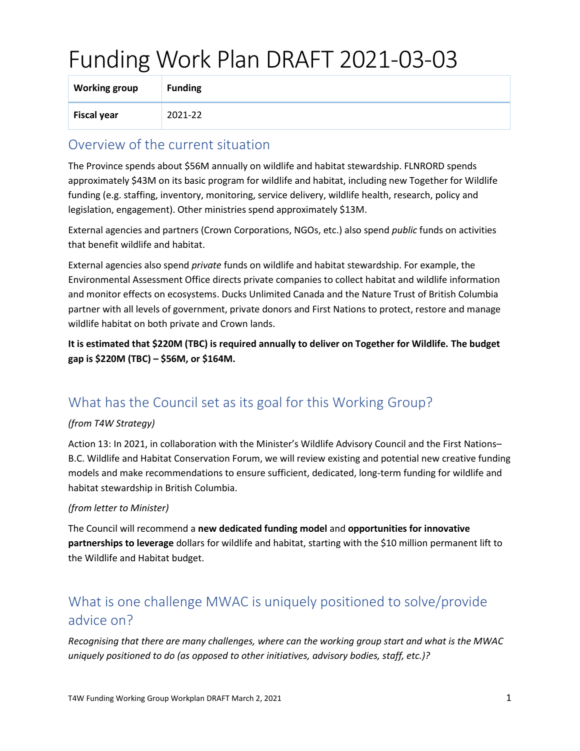# Funding Work Plan DRAFT 2021-03-03

| **Working group** | **Funding** |
|---|---|
| **Fiscal year** | 2021-22 |

## Overview of the current situation

The Province spends about $56M annually on wildlife and habitat stewardship. FLNRORD spends approximately $43M on its basic program for wildlife and habitat, including new Together for Wildlife funding (e.g. staffing, inventory, monitoring, service delivery, wildlife health, research, policy and legislation, engagement). Other ministries spend approximately $13M.

External agencies and partners (Crown Corporations, NGOs, etc.) also spend *public* funds on activities that benefit wildlife and habitat.

External agencies also spend *private* funds on wildlife and habitat stewardship. For example, the Environmental Assessment Office directs private companies to collect habitat and wildlife information and monitor effects on ecosystems. Ducks Unlimited Canada and the Nature Trust of British Columbia partner with all levels of government, private donors and First Nations to protect, restore and manage wildlife habitat on both private and Crown lands.

**It is estimated that $220M (TBC) is required annually to deliver on Together for Wildlife. The budget gap is $220M (TBC) – $56M, or $164M.**

## What has the Council set as its goal for this Working Group?

*(from T4W Strategy)*

Action 13: In 2021, in collaboration with the Minister's Wildlife Advisory Council and the First Nations–B.C. Wildlife and Habitat Conservation Forum, we will review existing and potential new creative funding models and make recommendations to ensure sufficient, dedicated, long-term funding for wildlife and habitat stewardship in British Columbia.

*(from letter to Minister)*

The Council will recommend a **new dedicated funding model** and **opportunities for innovative partnerships to leverage** dollars for wildlife and habitat, starting with the $10 million permanent lift to the Wildlife and Habitat budget.

## What is one challenge MWAC is uniquely positioned to solve/provide advice on?

*Recognising that there are many challenges, where can the working group start and what is the MWAC uniquely positioned to do (as opposed to other initiatives, advisory bodies, staff, etc.)?*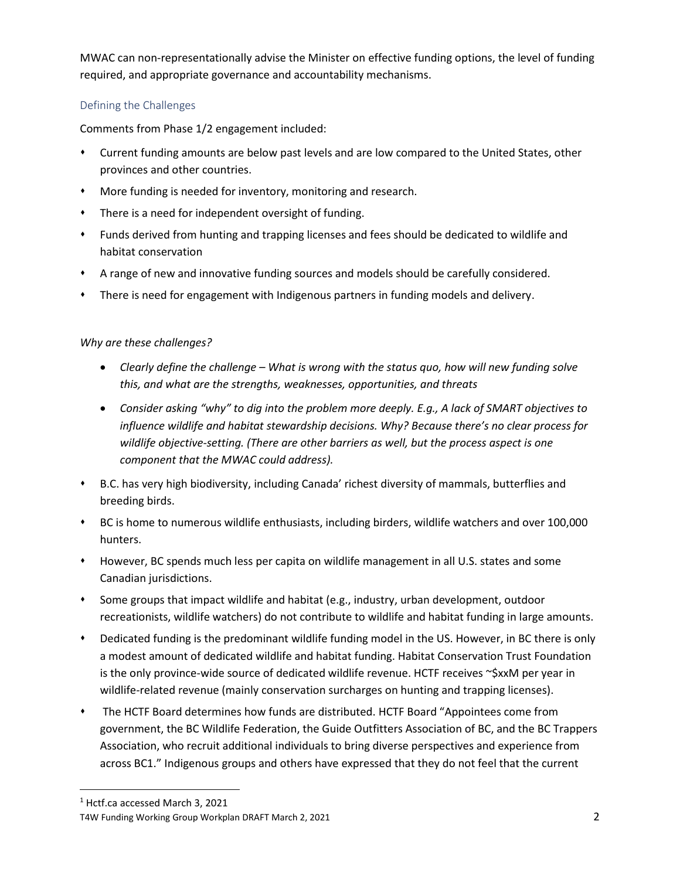MWAC can non-representationally advise the Minister on effective funding options, the level of funding required, and appropriate governance and accountability mechanisms.

## Defining the Challenges

Comments from Phase 1/2 engagement included:

- Current funding amounts are below past levels and are low compared to the United States, other provinces and other countries.
- More funding is needed for inventory, monitoring and research.
- There is a need for independent oversight of funding.
- Funds derived from hunting and trapping licenses and fees should be dedicated to wildlife and habitat conservation
- A range of new and innovative funding sources and models should be carefully considered.
- There is need for engagement with Indigenous partners in funding models and delivery.

*Why are these challenges?*

- *Clearly define the challenge – What is wrong with the status quo, how will new funding solve this, and what are the strengths, weaknesses, opportunities, and threats*
- *Consider asking "why" to dig into the problem more deeply. E.g., A lack of SMART objectives to influence wildlife and habitat stewardship decisions. Why? Because there's no clear process for wildlife objective-setting. (There are other barriers as well, but the process aspect is one component that the MWAC could address).*

- B.C. has very high biodiversity, including Canada' richest diversity of mammals, butterflies and breeding birds.
- BC is home to numerous wildlife enthusiasts, including birders, wildlife watchers and over 100,000 hunters.
- However, BC spends much less per capita on wildlife management in all U.S. states and some Canadian jurisdictions.
- Some groups that impact wildlife and habitat (e.g., industry, urban development, outdoor recreationists, wildlife watchers) do not contribute to wildlife and habitat funding in large amounts.
- Dedicated funding is the predominant wildlife funding model in the US. However, in BC there is only a modest amount of dedicated wildlife and habitat funding. Habitat Conservation Trust Foundation is the only province-wide source of dedicated wildlife revenue. HCTF receives ~$xxM per year in wildlife-related revenue (mainly conservation surcharges on hunting and trapping licenses).
- The HCTF Board determines how funds are distributed. HCTF Board "Appointees come from government, the BC Wildlife Federation, the Guide Outfitters Association of BC, and the BC Trappers Association, who recruit additional individuals to bring diverse perspectives and experience from across BC[1]." Indigenous groups and others have expressed that they do not feel that the current

[1] Hctf.ca accessed March 3, 2021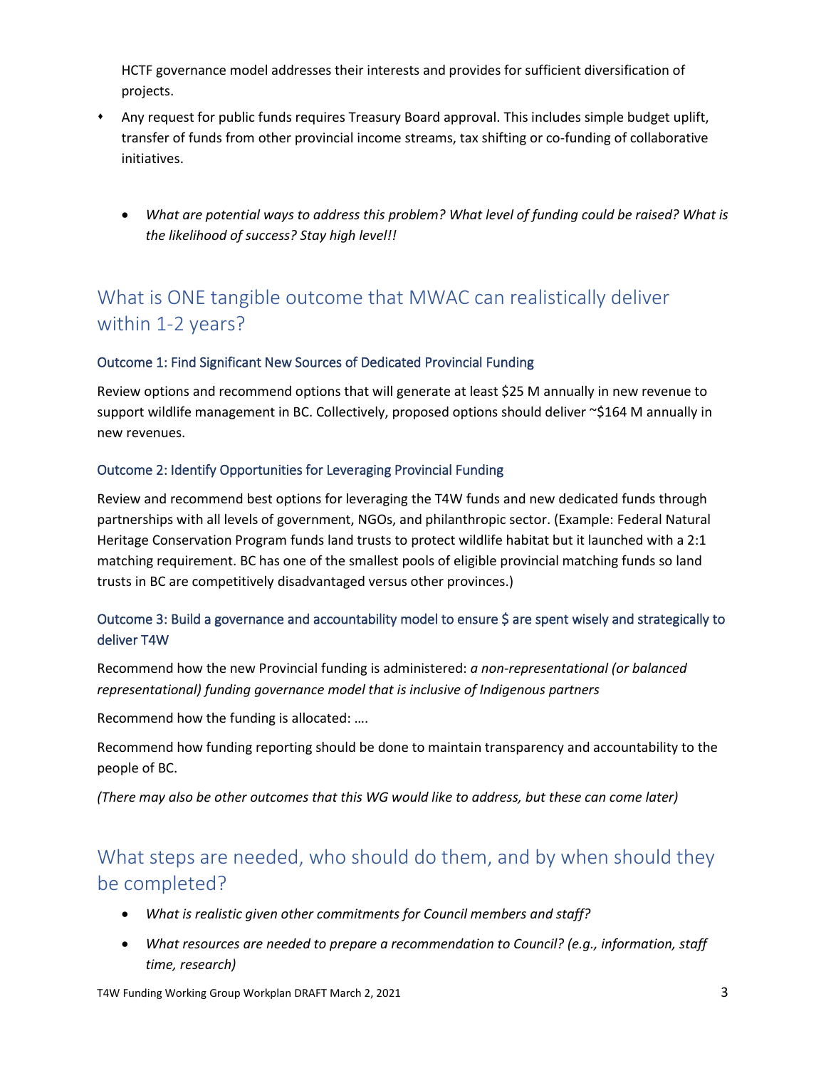HCTF governance model addresses their interests and provides for sufficient diversification of projects.

- Any request for public funds requires Treasury Board approval. This includes simple budget uplift, transfer of funds from other provincial income streams, tax shifting or co-funding of collaborative initiatives.

  - *What are potential ways to address this problem? What level of funding could be raised? What is the likelihood of success? Stay high level!!*

## What is ONE tangible outcome that MWAC can realistically deliver within 1-2 years?

### Outcome 1: Find Significant New Sources of Dedicated Provincial Funding

Review options and recommend options that will generate at least $25 M annually in new revenue to support wildlife management in BC. Collectively, proposed options should deliver ~$164 M annually in new revenues.

### Outcome 2: Identify Opportunities for Leveraging Provincial Funding

Review and recommend best options for leveraging the T4W funds and new dedicated funds through partnerships with all levels of government, NGOs, and philanthropic sector. (Example: Federal Natural Heritage Conservation Program funds land trusts to protect wildlife habitat but it launched with a 2:1 matching requirement. BC has one of the smallest pools of eligible provincial matching funds so land trusts in BC are competitively disadvantaged versus other provinces.)

### Outcome 3: Build a governance and accountability model to ensure $ are spent wisely and strategically to deliver T4W

Recommend how the new Provincial funding is administered: *a non-representational (or balanced representational) funding governance model that is inclusive of Indigenous partners*

Recommend how the funding is allocated: ….

Recommend how funding reporting should be done to maintain transparency and accountability to the people of BC.

*(There may also be other outcomes that this WG would like to address, but these can come later)*

## What steps are needed, who should do them, and by when should they be completed?

- *What is realistic given other commitments for Council members and staff?*
- *What resources are needed to prepare a recommendation to Council? (e.g., information, staff time, research)*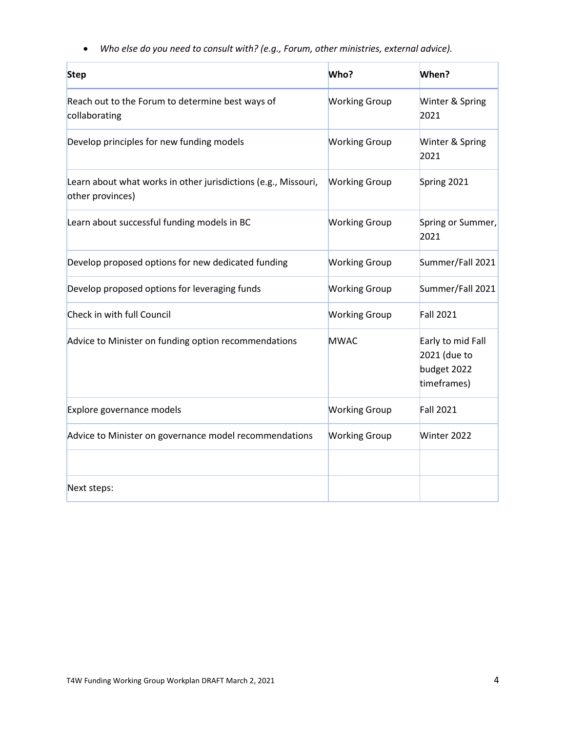- *Who else do you need to consult with? (e.g., Forum, other ministries, external advice).*

| Step | Who? | When? |
|---|---|---|
| Reach out to the Forum to determine best ways of collaborating | Working Group | Winter & Spring 2021 |
| Develop principles for new funding models | Working Group | Winter & Spring 2021 |
| Learn about what works in other jurisdictions (e.g., Missouri, other provinces) | Working Group | Spring 2021 |
| Learn about successful funding models in BC | Working Group | Spring or Summer, 2021 |
| Develop proposed options for new dedicated funding | Working Group | Summer/Fall 2021 |
| Develop proposed options for leveraging funds | Working Group | Summer/Fall 2021 |
| Check in with full Council | Working Group | Fall 2021 |
| Advice to Minister on funding option recommendations | MWAC | Early to mid Fall 2021 (due to budget 2022 timeframes) |
| Explore governance models | Working Group | Fall 2021 |
| Advice to Minister on governance model recommendations | Working Group | Winter 2022 |
| | | |
| Next steps: | | |